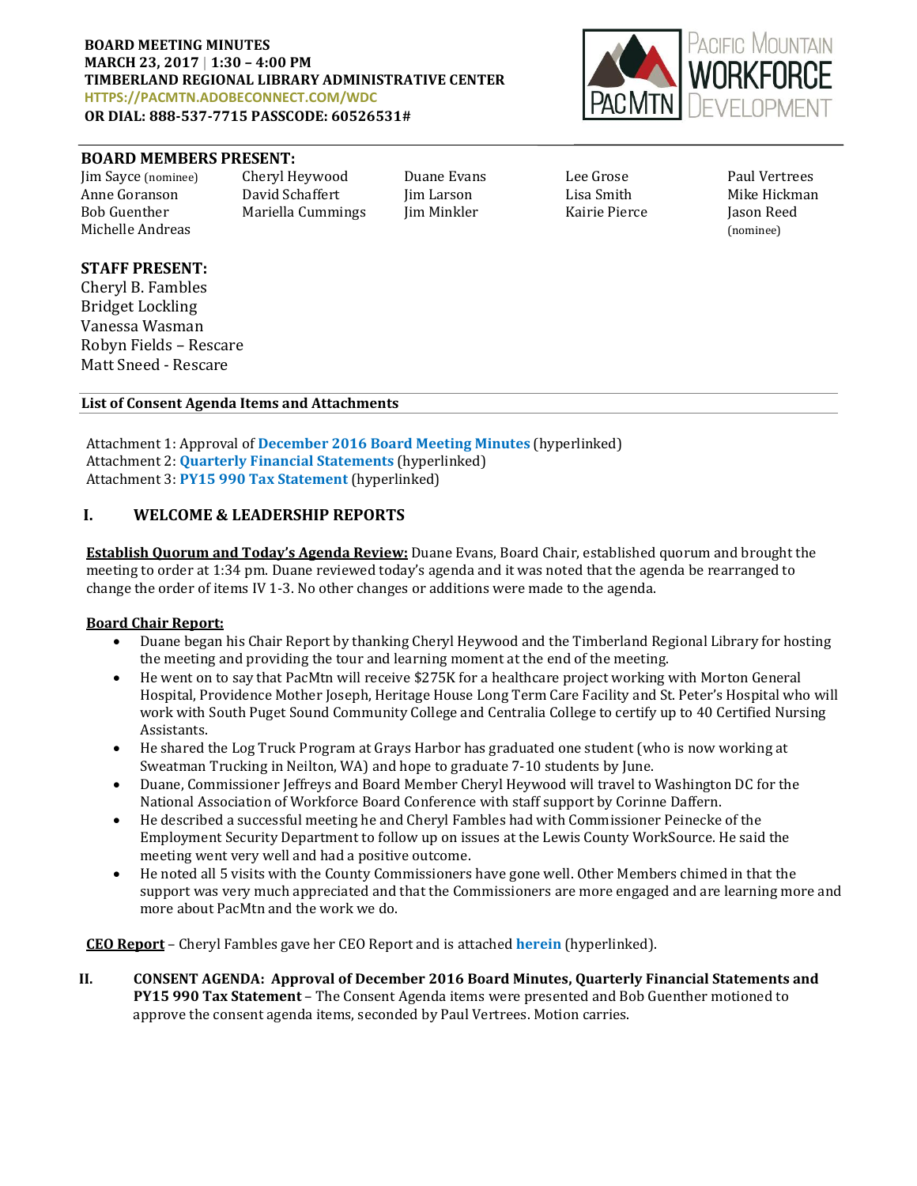**BOARD MEETING MINUTES**
**MARCH 23, 2017 | 1:30 – 4:00 PM**
**TIMBERLAND REGIONAL LIBRARY ADMINISTRATIVE CENTER**
**HTTPS://PACMTN.ADOBECONNECT.COM/WDC**
**OR DIAL: 888-537-7715 PASSCODE: 60526531#**

PACIFIC MOUNTAIN WORKFORCE DEVELOPMENT

## BOARD MEMBERS PRESENT:

| | | | | |
|---|---|---|---|---|
| Jim Sayce (nominee) | Cheryl Heywood | Duane Evans | Lee Grose | Paul Vertrees |
| Anne Goranson | David Schaffert | Jim Larson | Lisa Smith | Mike Hickman |
| Bob Guenther | Mariella Cummings | Jim Minkler | Kairie Pierce | Jason Reed (nominee) |
| Michelle Andreas | | | | |

## STAFF PRESENT:

Cheryl B. Fambles
Bridget Lockling
Vanessa Wasman
Robyn Fields – Rescare
Matt Sneed - Rescare

**List of Consent Agenda Items and Attachments**

Attachment 1: Approval of **December 2016 Board Meeting Minutes** (hyperlinked)
Attachment 2: **Quarterly Financial Statements** (hyperlinked)
Attachment 3: **PY15 990 Tax Statement** (hyperlinked)

## I. WELCOME & LEADERSHIP REPORTS

**Establish Quorum and Today's Agenda Review:** Duane Evans, Board Chair, established quorum and brought the meeting to order at 1:34 pm. Duane reviewed today's agenda and it was noted that the agenda be rearranged to change the order of items IV 1-3. No other changes or additions were made to the agenda.

**Board Chair Report:**

- Duane began his Chair Report by thanking Cheryl Heywood and the Timberland Regional Library for hosting the meeting and providing the tour and learning moment at the end of the meeting.
- He went on to say that PacMtn will receive $275K for a healthcare project working with Morton General Hospital, Providence Mother Joseph, Heritage House Long Term Care Facility and St. Peter's Hospital who will work with South Puget Sound Community College and Centralia College to certify up to 40 Certified Nursing Assistants.
- He shared the Log Truck Program at Grays Harbor has graduated one student (who is now working at Sweatman Trucking in Neilton, WA) and hope to graduate 7-10 students by June.
- Duane, Commissioner Jeffreys and Board Member Cheryl Heywood will travel to Washington DC for the National Association of Workforce Board Conference with staff support by Corinne Daffern.
- He described a successful meeting he and Cheryl Fambles had with Commissioner Peinecke of the Employment Security Department to follow up on issues at the Lewis County WorkSource. He said the meeting went very well and had a positive outcome.
- He noted all 5 visits with the County Commissioners have gone well. Other Members chimed in that the support was very much appreciated and that the Commissioners are more engaged and are learning more and more about PacMtn and the work we do.

**CEO Report** – Cheryl Fambles gave her CEO Report and is attached **herein** (hyperlinked).

## II. CONSENT AGENDA: Approval of December 2016 Board Minutes, Quarterly Financial Statements and PY15 990 Tax Statement

**CONSENT AGENDA: Approval of December 2016 Board Minutes, Quarterly Financial Statements and PY15 990 Tax Statement** – The Consent Agenda items were presented and Bob Guenther motioned to approve the consent agenda items, seconded by Paul Vertrees. Motion carries.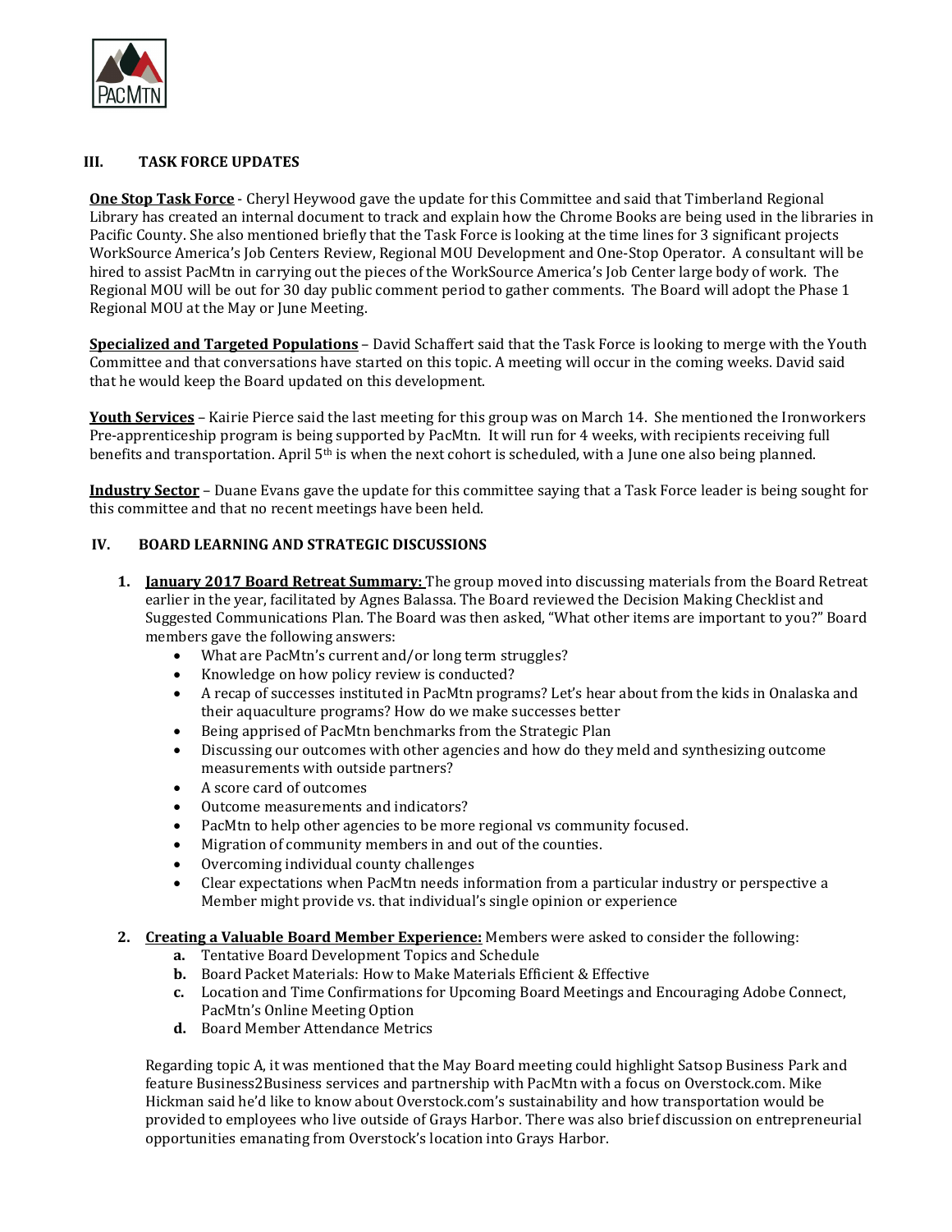## III. TASK FORCE UPDATES

**One Stop Task Force** - Cheryl Heywood gave the update for this Committee and said that Timberland Regional Library has created an internal document to track and explain how the Chrome Books are being used in the libraries in Pacific County. She also mentioned briefly that the Task Force is looking at the time lines for 3 significant projects WorkSource America's Job Centers Review, Regional MOU Development and One-Stop Operator. A consultant will be hired to assist PacMtn in carrying out the pieces of the WorkSource America's Job Center large body of work. The Regional MOU will be out for 30 day public comment period to gather comments. The Board will adopt the Phase 1 Regional MOU at the May or June Meeting.

**Specialized and Targeted Populations** – David Schaffert said that the Task Force is looking to merge with the Youth Committee and that conversations have started on this topic. A meeting will occur in the coming weeks. David said that he would keep the Board updated on this development.

**Youth Services** – Kairie Pierce said the last meeting for this group was on March 14. She mentioned the Ironworkers Pre-apprenticeship program is being supported by PacMtn. It will run for 4 weeks, with recipients receiving full benefits and transportation. April 5th is when the next cohort is scheduled, with a June one also being planned.

**Industry Sector** – Duane Evans gave the update for this committee saying that a Task Force leader is being sought for this committee and that no recent meetings have been held.

## IV. BOARD LEARNING AND STRATEGIC DISCUSSIONS

1. **January 2017 Board Retreat Summary:** The group moved into discussing materials from the Board Retreat earlier in the year, facilitated by Agnes Balassa. The Board reviewed the Decision Making Checklist and Suggested Communications Plan. The Board was then asked, "What other items are important to you?" Board members gave the following answers:
   - What are PacMtn's current and/or long term struggles?
   - Knowledge on how policy review is conducted?
   - A recap of successes instituted in PacMtn programs? Let's hear about from the kids in Onalaska and their aquaculture programs? How do we make successes better
   - Being apprised of PacMtn benchmarks from the Strategic Plan
   - Discussing our outcomes with other agencies and how do they meld and synthesizing outcome measurements with outside partners?
   - A score card of outcomes
   - Outcome measurements and indicators?
   - PacMtn to help other agencies to be more regional vs community focused.
   - Migration of community members in and out of the counties.
   - Overcoming individual county challenges
   - Clear expectations when PacMtn needs information from a particular industry or perspective a Member might provide vs. that individual's single opinion or experience

2. **Creating a Valuable Board Member Experience:** Members were asked to consider the following:
   a. Tentative Board Development Topics and Schedule
   b. Board Packet Materials: How to Make Materials Efficient & Effective
   c. Location and Time Confirmations for Upcoming Board Meetings and Encouraging Adobe Connect, PacMtn's Online Meeting Option
   d. Board Member Attendance Metrics

   Regarding topic A, it was mentioned that the May Board meeting could highlight Satsop Business Park and feature Business2Business services and partnership with PacMtn with a focus on Overstock.com. Mike Hickman said he'd like to know about Overstock.com's sustainability and how transportation would be provided to employees who live outside of Grays Harbor. There was also brief discussion on entrepreneurial opportunities emanating from Overstock's location into Grays Harbor.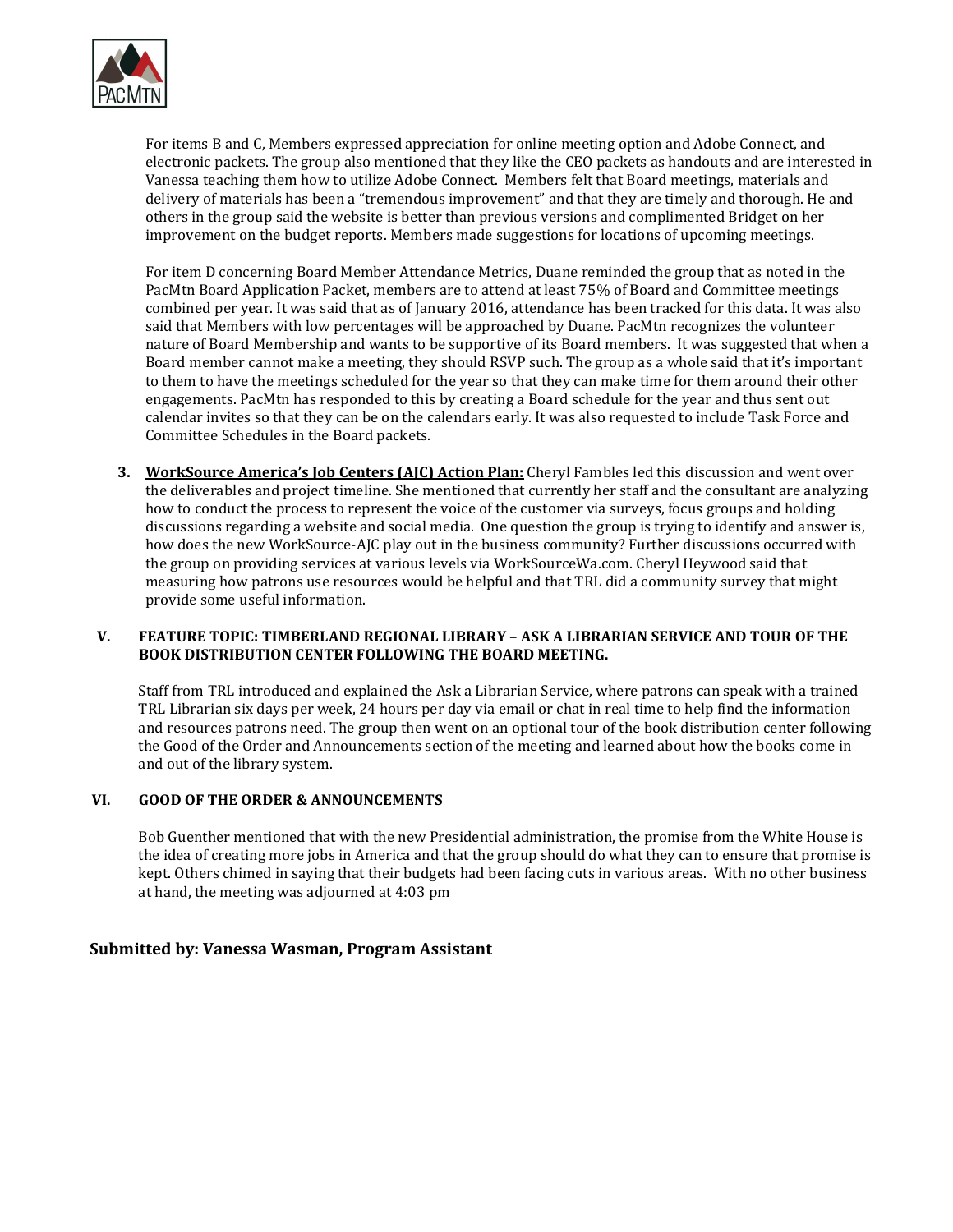For items B and C, Members expressed appreciation for online meeting option and Adobe Connect, and electronic packets. The group also mentioned that they like the CEO packets as handouts and are interested in Vanessa teaching them how to utilize Adobe Connect. Members felt that Board meetings, materials and delivery of materials has been a "tremendous improvement" and that they are timely and thorough. He and others in the group said the website is better than previous versions and complimented Bridget on her improvement on the budget reports. Members made suggestions for locations of upcoming meetings.

For item D concerning Board Member Attendance Metrics, Duane reminded the group that as noted in the PacMtn Board Application Packet, members are to attend at least 75% of Board and Committee meetings combined per year. It was said that as of January 2016, attendance has been tracked for this data. It was also said that Members with low percentages will be approached by Duane. PacMtn recognizes the volunteer nature of Board Membership and wants to be supportive of its Board members. It was suggested that when a Board member cannot make a meeting, they should RSVP such. The group as a whole said that it's important to them to have the meetings scheduled for the year so that they can make time for them around their other engagements. PacMtn has responded to this by creating a Board schedule for the year and thus sent out calendar invites so that they can be on the calendars early. It was also requested to include Task Force and Committee Schedules in the Board packets.

3. **<u>WorkSource America's Job Centers (AJC) Action Plan:</u>** Cheryl Fambles led this discussion and went over the deliverables and project timeline. She mentioned that currently her staff and the consultant are analyzing how to conduct the process to represent the voice of the customer via surveys, focus groups and holding discussions regarding a website and social media. One question the group is trying to identify and answer is, how does the new WorkSource-AJC play out in the business community? Further discussions occurred with the group on providing services at various levels via WorkSourceWa.com. Cheryl Heywood said that measuring how patrons use resources would be helpful and that TRL did a community survey that might provide some useful information.

## V. FEATURE TOPIC: TIMBERLAND REGIONAL LIBRARY – ASK A LIBRARIAN SERVICE AND TOUR OF THE BOOK DISTRIBUTION CENTER FOLLOWING THE BOARD MEETING.

Staff from TRL introduced and explained the Ask a Librarian Service, where patrons can speak with a trained TRL Librarian six days per week, 24 hours per day via email or chat in real time to help find the information and resources patrons need. The group then went on an optional tour of the book distribution center following the Good of the Order and Announcements section of the meeting and learned about how the books come in and out of the library system.

## VI. GOOD OF THE ORDER & ANNOUNCEMENTS

Bob Guenther mentioned that with the new Presidential administration, the promise from the White House is the idea of creating more jobs in America and that the group should do what they can to ensure that promise is kept. Others chimed in saying that their budgets had been facing cuts in various areas. With no other business at hand, the meeting was adjourned at 4:03 pm

**Submitted by: Vanessa Wasman, Program Assistant**